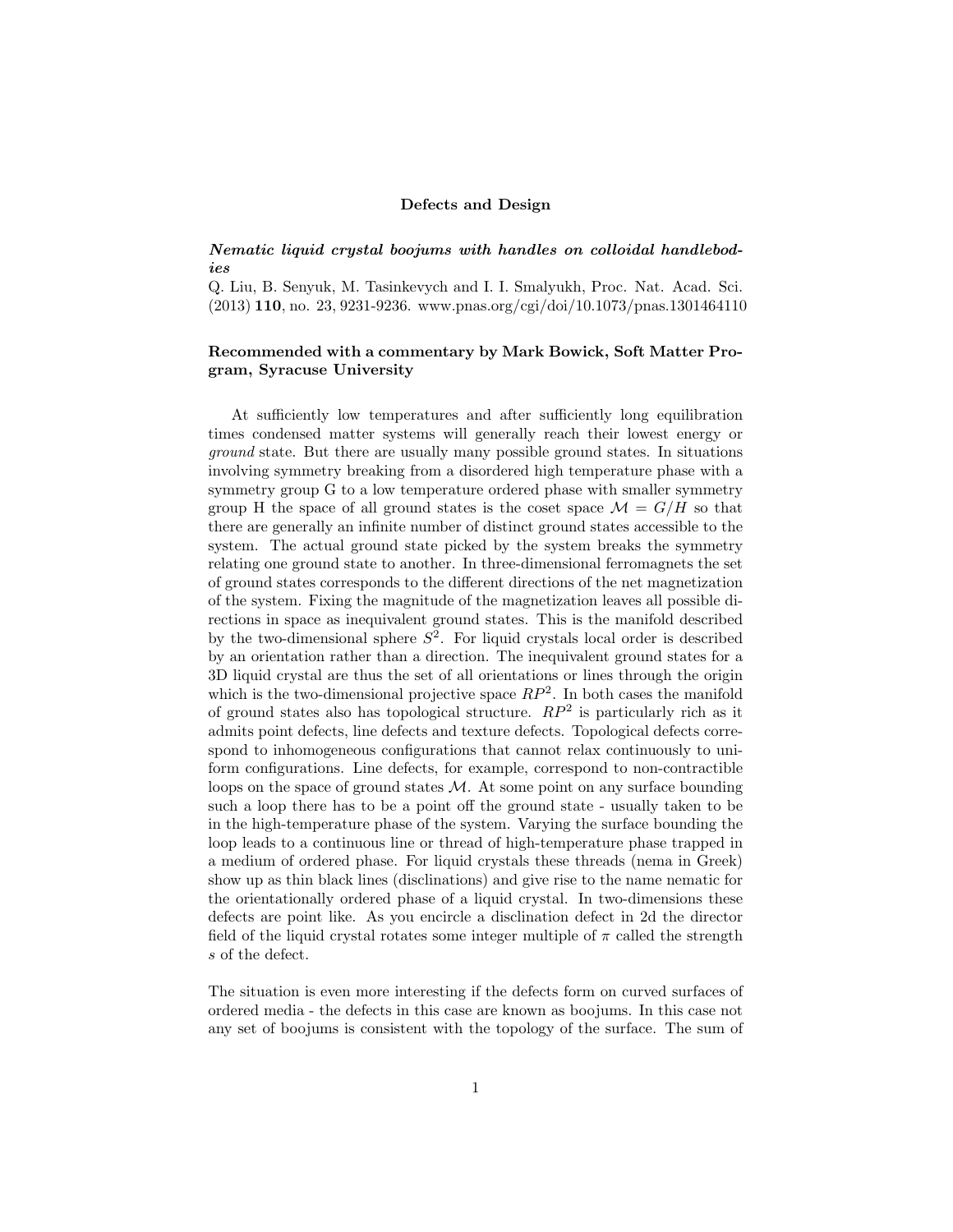# Defects and Design

***Nematic liquid crystal boojums with handles on colloidal handlebodies***

Q. Liu, B. Senyuk, M. Tasinkevych and I. I. Smalyukh, Proc. Nat. Acad. Sci. (2013) **110**, no. 23, 9231-9236. www.pnas.org/cgi/doi/10.1073/pnas.1301464110

**Recommended with a commentary by Mark Bowick, Soft Matter Program, Syracuse University**

At sufficiently low temperatures and after sufficiently long equilibration times condensed matter systems will generally reach their lowest energy or *ground* state. But there are usually many possible ground states. In situations involving symmetry breaking from a disordered high temperature phase with a symmetry group G to a low temperature ordered phase with smaller symmetry group H the space of all ground states is the coset space $\mathcal{M} = G/H$ so that there are generally an infinite number of distinct ground states accessible to the system. The actual ground state picked by the system breaks the symmetry relating one ground state to another. In three-dimensional ferromagnets the set of ground states corresponds to the different directions of the net magnetization of the system. Fixing the magnitude of the magnetization leaves all possible directions in space as inequivalent ground states. This is the manifold described by the two-dimensional sphere $S^2$. For liquid crystals local order is described by an orientation rather than a direction. The inequivalent ground states for a 3D liquid crystal are thus the set of all orientations or lines through the origin which is the two-dimensional projective space $RP^2$. In both cases the manifold of ground states also has topological structure. $RP^2$ is particularly rich as it admits point defects, line defects and texture defects. Topological defects correspond to inhomogeneous configurations that cannot relax continuously to uniform configurations. Line defects, for example, correspond to non-contractible loops on the space of ground states $\mathcal{M}$. At some point on any surface bounding such a loop there has to be a point off the ground state - usually taken to be in the high-temperature phase of the system. Varying the surface bounding the loop leads to a continuous line or thread of high-temperature phase trapped in a medium of ordered phase. For liquid crystals these threads (nema in Greek) show up as thin black lines (disclinations) and give rise to the name nematic for the orientationally ordered phase of a liquid crystal. In two-dimensions these defects are point like. As you encircle a disclination defect in 2d the director field of the liquid crystal rotates some integer multiple of $\pi$ called the strength $s$ of the defect.

The situation is even more interesting if the defects form on curved surfaces of ordered media - the defects in this case are known as boojums. In this case not any set of boojums is consistent with the topology of the surface. The sum of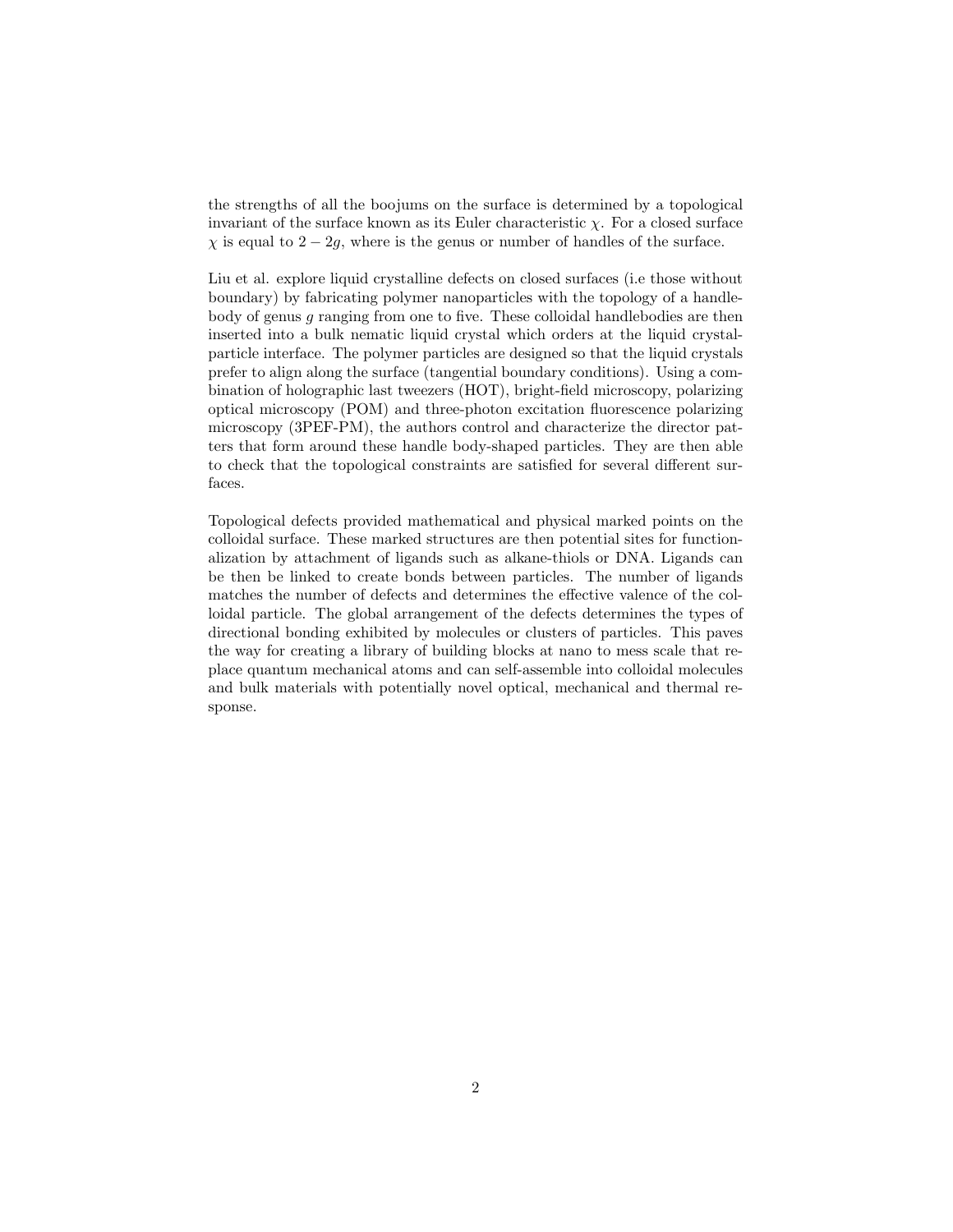the strengths of all the boojums on the surface is determined by a topological invariant of the surface known as its Euler characteristic $\chi$. For a closed surface $\chi$ is equal to $2 - 2g$, where is the genus or number of handles of the surface.

Liu et al. explore liquid crystalline defects on closed surfaces (i.e those without boundary) by fabricating polymer nanoparticles with the topology of a handlebody of genus $g$ ranging from one to five. These colloidal handlebodies are then inserted into a bulk nematic liquid crystal which orders at the liquid crystal-particle interface. The polymer particles are designed so that the liquid crystals prefer to align along the surface (tangential boundary conditions). Using a combination of holographic last tweezers (HOT), bright-field microscopy, polarizing optical microscopy (POM) and three-photon excitation fluorescence polarizing microscopy (3PEF-PM), the authors control and characterize the director patters that form around these handle body-shaped particles. They are then able to check that the topological constraints are satisfied for several different surfaces.

Topological defects provided mathematical and physical marked points on the colloidal surface. These marked structures are then potential sites for functionalization by attachment of ligands such as alkane-thiols or DNA. Ligands can be then be linked to create bonds between particles. The number of ligands matches the number of defects and determines the effective valence of the colloidal particle. The global arrangement of the defects determines the types of directional bonding exhibited by molecules or clusters of particles. This paves the way for creating a library of building blocks at nano to mess scale that replace quantum mechanical atoms and can self-assemble into colloidal molecules and bulk materials with potentially novel optical, mechanical and thermal response.